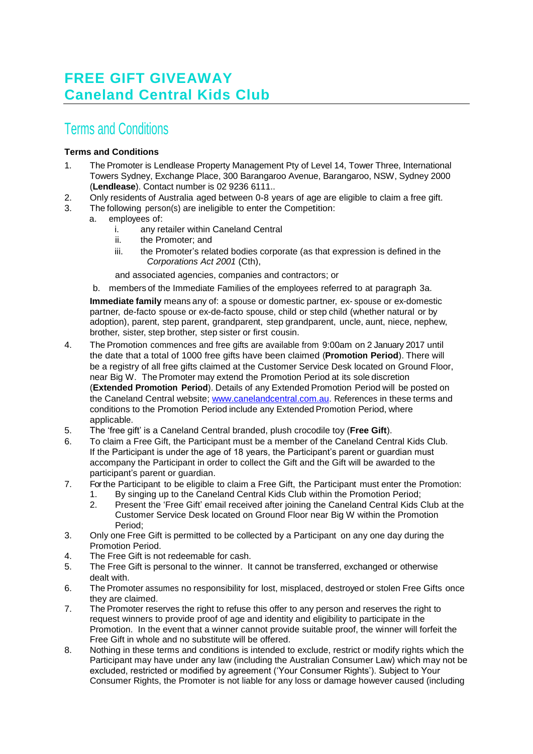# FREE GIFT GIVEAWAY
# Caneland Central Kids Club

## Terms and Conditions

**Terms and Conditions**

1. The Promoter is Lendlease Property Management Pty of Level 14, Tower Three, International Towers Sydney, Exchange Place, 300 Barangaroo Avenue, Barangaroo, NSW, Sydney 2000 (**Lendlease**). Contact number is 02 9236 6111..
2. Only residents of Australia aged between 0-8 years of age are eligible to claim a free gift.
3. The following person(s) are ineligible to enter the Competition:
   a. employees of:
      i. any retailer within Caneland Central
      ii. the Promoter; and
      iii. the Promoter's related bodies corporate (as that expression is defined in the *Corporations Act 2001* (Cth),

      and associated agencies, companies and contractors; or

   b. members of the Immediate Families of the employees referred to at paragraph 3a.

   **Immediate family** means any of: a spouse or domestic partner, ex- spouse or ex-domestic partner, de-facto spouse or ex-de-facto spouse, child or step child (whether natural or by adoption), parent, step parent, grandparent, step grandparent, uncle, aunt, niece, nephew, brother, sister, step brother, step sister or first cousin.
4. The Promotion commences and free gifts are available from 9:00am on 2 January 2017 until the date that a total of 1000 free gifts have been claimed (**Promotion Period**). There will be a registry of all free gifts claimed at the Customer Service Desk located on Ground Floor, near Big W. The Promoter may extend the Promotion Period at its sole discretion (**Extended Promotion Period**). Details of any Extended Promotion Period will be posted on the Caneland Central website; [www.canelandcentral.com.au](http://www.canelandcentral.com.au). References in these terms and conditions to the Promotion Period include any Extended Promotion Period, where applicable.
5. The 'free gift' is a Caneland Central branded, plush crocodile toy (**Free Gift**).
6. To claim a Free Gift, the Participant must be a member of the Caneland Central Kids Club. If the Participant is under the age of 18 years, the Participant's parent or guardian must accompany the Participant in order to collect the Gift and the Gift will be awarded to the participant's parent or guardian.
7. For the Participant to be eligible to claim a Free Gift, the Participant must enter the Promotion:
   1. By singing up to the Caneland Central Kids Club within the Promotion Period;
   2. Present the 'Free Gift' email received after joining the Caneland Central Kids Club at the Customer Service Desk located on Ground Floor near Big W within the Promotion Period;
3. Only one Free Gift is permitted to be collected by a Participant on any one day during the Promotion Period.
4. The Free Gift is not redeemable for cash.
5. The Free Gift is personal to the winner. It cannot be transferred, exchanged or otherwise dealt with.
6. The Promoter assumes no responsibility for lost, misplaced, destroyed or stolen Free Gifts once they are claimed.
7. The Promoter reserves the right to refuse this offer to any person and reserves the right to request winners to provide proof of age and identity and eligibility to participate in the Promotion. In the event that a winner cannot provide suitable proof, the winner will forfeit the Free Gift in whole and no substitute will be offered.
8. Nothing in these terms and conditions is intended to exclude, restrict or modify rights which the Participant may have under any law (including the Australian Consumer Law) which may not be excluded, restricted or modified by agreement ('Your Consumer Rights'). Subject to Your Consumer Rights, the Promoter is not liable for any loss or damage however caused (including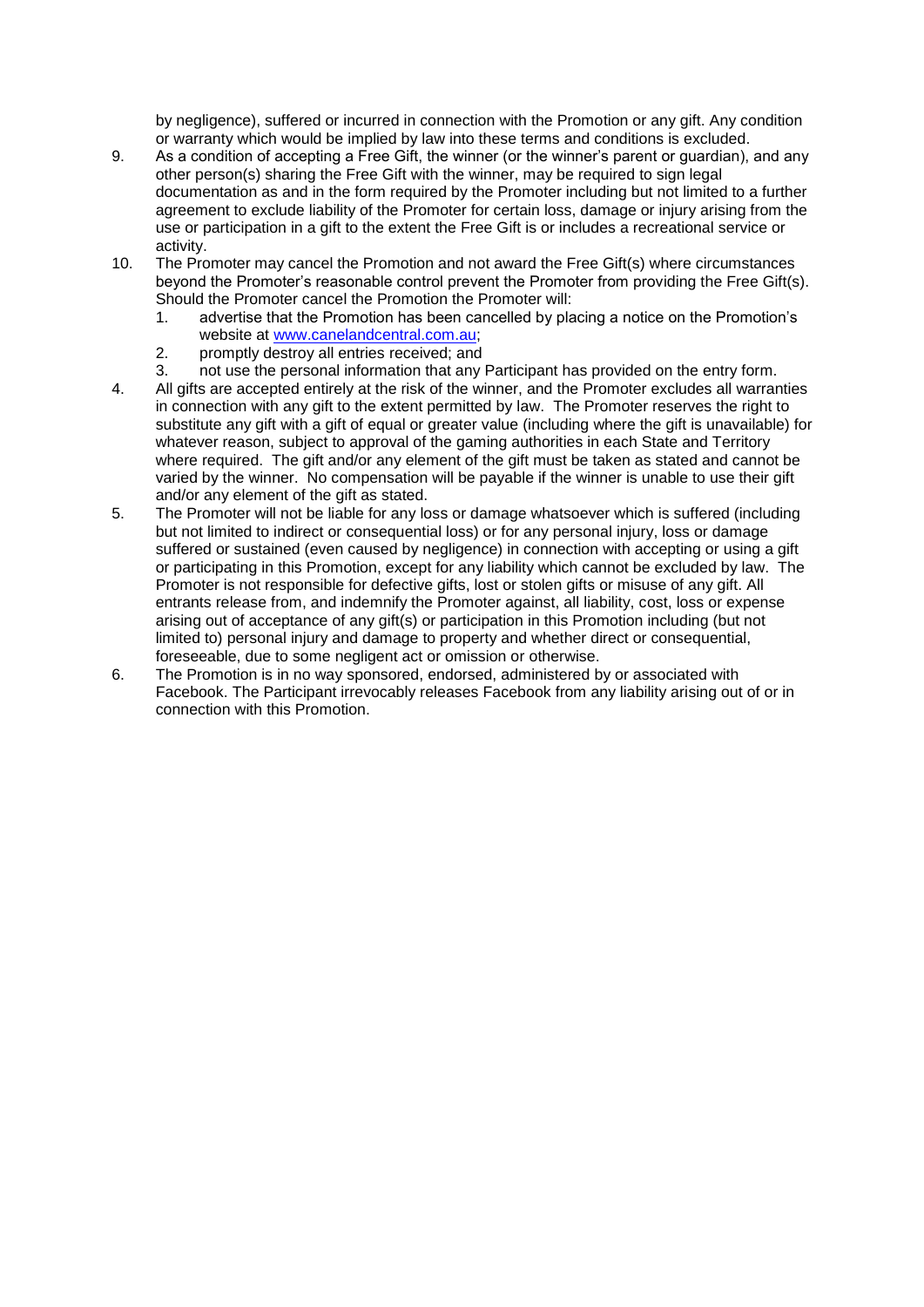by negligence), suffered or incurred in connection with the Promotion or any gift. Any condition or warranty which would be implied by law into these terms and conditions is excluded.

9. As a condition of accepting a Free Gift, the winner (or the winner's parent or guardian), and any other person(s) sharing the Free Gift with the winner, may be required to sign legal documentation as and in the form required by the Promoter including but not limited to a further agreement to exclude liability of the Promoter for certain loss, damage or injury arising from the use or participation in a gift to the extent the Free Gift is or includes a recreational service or activity.
10. The Promoter may cancel the Promotion and not award the Free Gift(s) where circumstances beyond the Promoter's reasonable control prevent the Promoter from providing the Free Gift(s). Should the Promoter cancel the Promotion the Promoter will:
    1. advertise that the Promotion has been cancelled by placing a notice on the Promotion's website at [www.canelandcentral.com.au](http://www.canelandcentral.com.au);
    2. promptly destroy all entries received; and
    3. not use the personal information that any Participant has provided on the entry form.

4. All gifts are accepted entirely at the risk of the winner, and the Promoter excludes all warranties in connection with any gift to the extent permitted by law. The Promoter reserves the right to substitute any gift with a gift of equal or greater value (including where the gift is unavailable) for whatever reason, subject to approval of the gaming authorities in each State and Territory where required. The gift and/or any element of the gift must be taken as stated and cannot be varied by the winner. No compensation will be payable if the winner is unable to use their gift and/or any element of the gift as stated.
5. The Promoter will not be liable for any loss or damage whatsoever which is suffered (including but not limited to indirect or consequential loss) or for any personal injury, loss or damage suffered or sustained (even caused by negligence) in connection with accepting or using a gift or participating in this Promotion, except for any liability which cannot be excluded by law. The Promoter is not responsible for defective gifts, lost or stolen gifts or misuse of any gift. All entrants release from, and indemnify the Promoter against, all liability, cost, loss or expense arising out of acceptance of any gift(s) or participation in this Promotion including (but not limited to) personal injury and damage to property and whether direct or consequential, foreseeable, due to some negligent act or omission or otherwise.
6. The Promotion is in no way sponsored, endorsed, administered by or associated with Facebook. The Participant irrevocably releases Facebook from any liability arising out of or in connection with this Promotion.